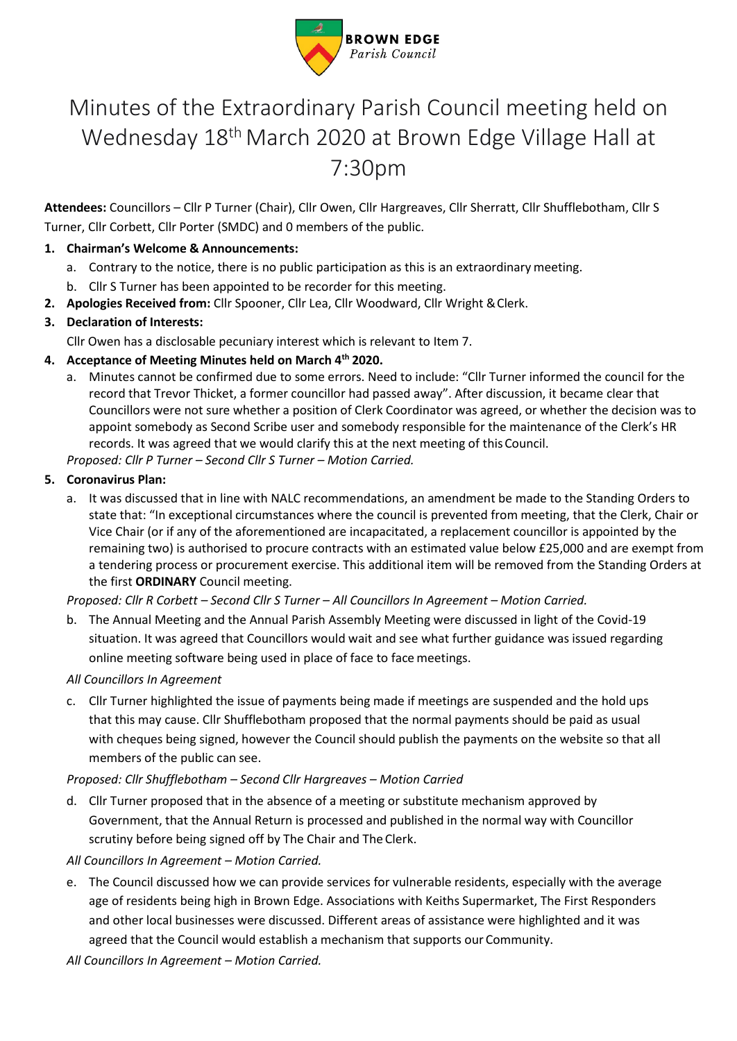BROWN EDGE
*Parish Council*

# Minutes of the Extraordinary Parish Council meeting held on Wednesday 18th March 2020 at Brown Edge Village Hall at 7:30pm

**Attendees:** Councillors – Cllr P Turner (Chair), Cllr Owen, Cllr Hargreaves, Cllr Sherratt, Cllr Shufflebotham, Cllr S Turner, Cllr Corbett, Cllr Porter (SMDC) and 0 members of the public.

1. **Chairman's Welcome & Announcements:**
   a. Contrary to the notice, there is no public participation as this is an extraordinary meeting.
   b. Cllr S Turner has been appointed to be recorder for this meeting.
2. **Apologies Received from:** Cllr Spooner, Cllr Lea, Cllr Woodward, Cllr Wright & Clerk.
3. **Declaration of Interests:**
   Cllr Owen has a disclosable pecuniary interest which is relevant to Item 7.
4. **Acceptance of Meeting Minutes held on March 4th 2020.**
   a. Minutes cannot be confirmed due to some errors. Need to include: "Cllr Turner informed the council for the record that Trevor Thicket, a former councillor had passed away". After discussion, it became clear that Councillors were not sure whether a position of Clerk Coordinator was agreed, or whether the decision was to appoint somebody as Second Scribe user and somebody responsible for the maintenance of the Clerk's HR records. It was agreed that we would clarify this at the next meeting of this Council.

   *Proposed: Cllr P Turner – Second Cllr S Turner – Motion Carried.*
5. **Coronavirus Plan:**
   a. It was discussed that in line with NALC recommendations, an amendment be made to the Standing Orders to state that: "In exceptional circumstances where the council is prevented from meeting, that the Clerk, Chair or Vice Chair (or if any of the aforementioned are incapacitated, a replacement councillor is appointed by the remaining two) is authorised to procure contracts with an estimated value below £25,000 and are exempt from a tendering process or procurement exercise. This additional item will be removed from the Standing Orders at the first **ORDINARY** Council meeting.

   *Proposed: Cllr R Corbett – Second Cllr S Turner – All Councillors In Agreement – Motion Carried.*

   b. The Annual Meeting and the Annual Parish Assembly Meeting were discussed in light of the Covid-19 situation. It was agreed that Councillors would wait and see what further guidance was issued regarding online meeting software being used in place of face to face meetings.

   *All Councillors In Agreement*

   c. Cllr Turner highlighted the issue of payments being made if meetings are suspended and the hold ups that this may cause. Cllr Shufflebotham proposed that the normal payments should be paid as usual with cheques being signed, however the Council should publish the payments on the website so that all members of the public can see.

   *Proposed: Cllr Shufflebotham – Second Cllr Hargreaves – Motion Carried*

   d. Cllr Turner proposed that in the absence of a meeting or substitute mechanism approved by Government, that the Annual Return is processed and published in the normal way with Councillor scrutiny before being signed off by The Chair and The Clerk.

   *All Councillors In Agreement – Motion Carried.*

   e. The Council discussed how we can provide services for vulnerable residents, especially with the average age of residents being high in Brown Edge. Associations with Keiths Supermarket, The First Responders and other local businesses were discussed. Different areas of assistance were highlighted and it was agreed that the Council would establish a mechanism that supports our Community.

   *All Councillors In Agreement – Motion Carried.*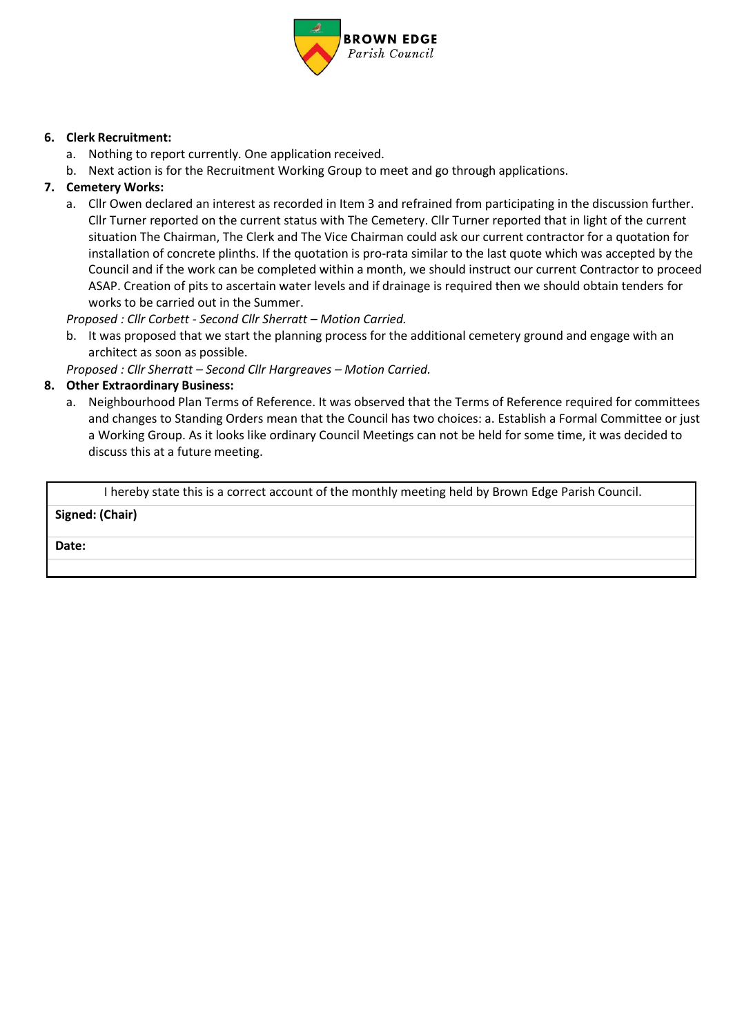6. **Clerk Recruitment:**
   a. Nothing to report currently. One application received.
   b. Next action is for the Recruitment Working Group to meet and go through applications.

7. **Cemetery Works:**
   a. Cllr Owen declared an interest as recorded in Item 3 and refrained from participating in the discussion further. Cllr Turner reported on the current status with The Cemetery. Cllr Turner reported that in light of the current situation The Chairman, The Clerk and The Vice Chairman could ask our current contractor for a quotation for installation of concrete plinths. If the quotation is pro-rata similar to the last quote which was accepted by the Council and if the work can be completed within a month, we should instruct our current Contractor to proceed ASAP. Creation of pits to ascertain water levels and if drainage is required then we should obtain tenders for works to be carried out in the Summer.

   *Proposed : Cllr Corbett - Second Cllr Sherratt – Motion Carried.*

   b. It was proposed that we start the planning process for the additional cemetery ground and engage with an architect as soon as possible.

   *Proposed : Cllr Sherratt – Second Cllr Hargreaves – Motion Carried.*

8. **Other Extraordinary Business:**
   a. Neighbourhood Plan Terms of Reference. It was observed that the Terms of Reference required for committees and changes to Standing Orders mean that the Council has two choices: a. Establish a Formal Committee or just a Working Group. As it looks like ordinary Council Meetings can not be held for some time, it was decided to discuss this at a future meeting.

| I hereby state this is a correct account of the monthly meeting held by Brown Edge Parish Council. |
|---|
| **Signed: (Chair)** |
| **Date:** |
| |